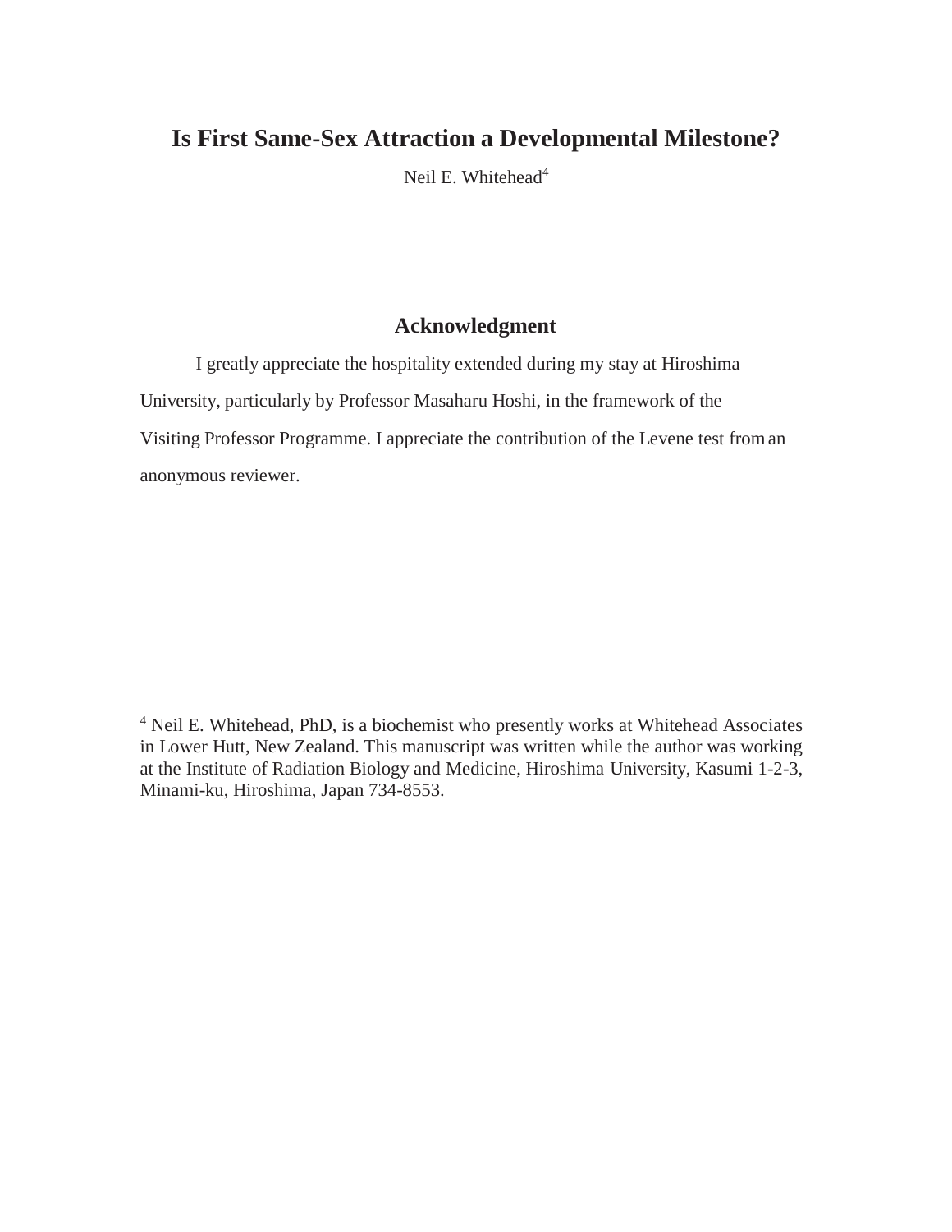# Is First Same-Sex Attraction a Developmental Milestone?

Neil E. Whitehead[4]

## Acknowledgment

I greatly appreciate the hospitality extended during my stay at Hiroshima University, particularly by Professor Masaharu Hoshi, in the framework of the Visiting Professor Programme. I appreciate the contribution of the Levene test from an anonymous reviewer.

---

[4] Neil E. Whitehead, PhD, is a biochemist who presently works at Whitehead Associates in Lower Hutt, New Zealand. This manuscript was written while the author was working at the Institute of Radiation Biology and Medicine, Hiroshima University, Kasumi 1-2-3, Minami-ku, Hiroshima, Japan 734-8553.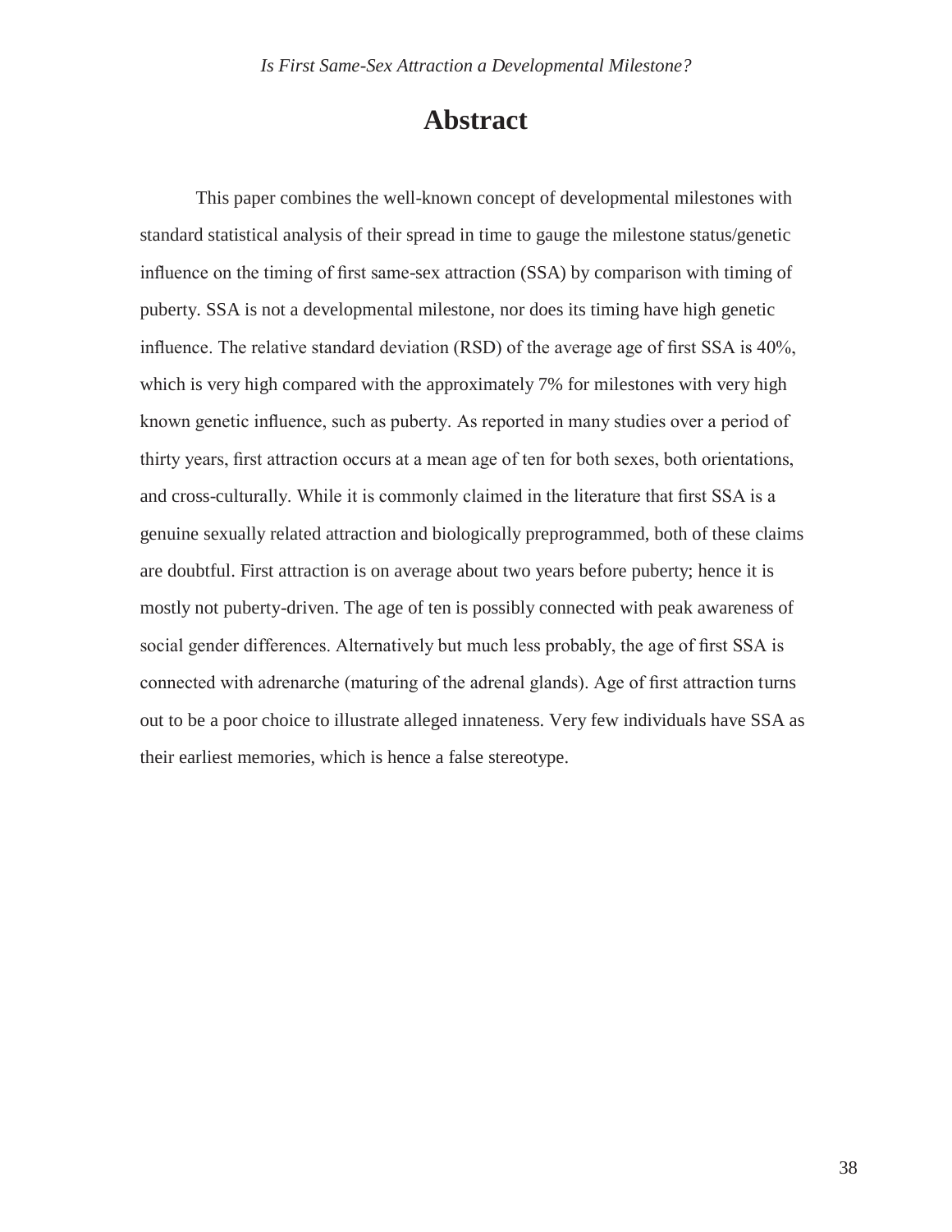# Abstract

This paper combines the well-known concept of developmental milestones with standard statistical analysis of their spread in time to gauge the milestone status/genetic influence on the timing of first same-sex attraction (SSA) by comparison with timing of puberty. SSA is not a developmental milestone, nor does its timing have high genetic influence. The relative standard deviation (RSD) of the average age of first SSA is 40%, which is very high compared with the approximately 7% for milestones with very high known genetic influence, such as puberty. As reported in many studies over a period of thirty years, first attraction occurs at a mean age of ten for both sexes, both orientations, and cross-culturally. While it is commonly claimed in the literature that first SSA is a genuine sexually related attraction and biologically preprogrammed, both of these claims are doubtful. First attraction is on average about two years before puberty; hence it is mostly not puberty-driven. The age of ten is possibly connected with peak awareness of social gender differences. Alternatively but much less probably, the age of first SSA is connected with adrenarche (maturing of the adrenal glands). Age of first attraction turns out to be a poor choice to illustrate alleged innateness. Very few individuals have SSA as their earliest memories, which is hence a false stereotype.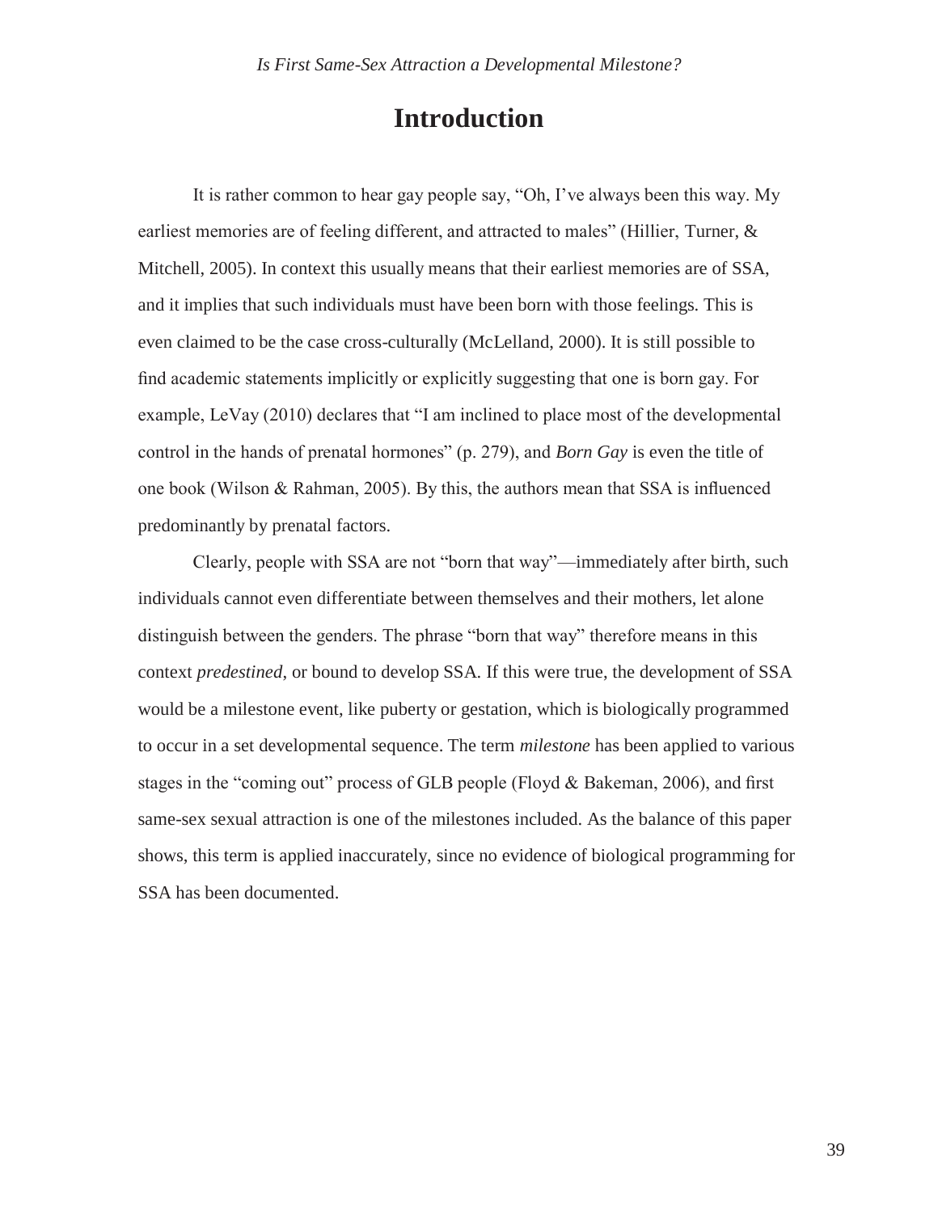# Introduction

It is rather common to hear gay people say, "Oh, I've always been this way. My earliest memories are of feeling different, and attracted to males" (Hillier, Turner, & Mitchell, 2005). In context this usually means that their earliest memories are of SSA, and it implies that such individuals must have been born with those feelings. This is even claimed to be the case cross-culturally (McLelland, 2000). It is still possible to find academic statements implicitly or explicitly suggesting that one is born gay. For example, LeVay (2010) declares that "I am inclined to place most of the developmental control in the hands of prenatal hormones" (p. 279), and *Born Gay* is even the title of one book (Wilson & Rahman, 2005). By this, the authors mean that SSA is influenced predominantly by prenatal factors.

Clearly, people with SSA are not "born that way"—immediately after birth, such individuals cannot even differentiate between themselves and their mothers, let alone distinguish between the genders. The phrase "born that way" therefore means in this context *predestined*, or bound to develop SSA. If this were true, the development of SSA would be a milestone event, like puberty or gestation, which is biologically programmed to occur in a set developmental sequence. The term *milestone* has been applied to various stages in the "coming out" process of GLB people (Floyd & Bakeman, 2006), and first same-sex sexual attraction is one of the milestones included. As the balance of this paper shows, this term is applied inaccurately, since no evidence of biological programming for SSA has been documented.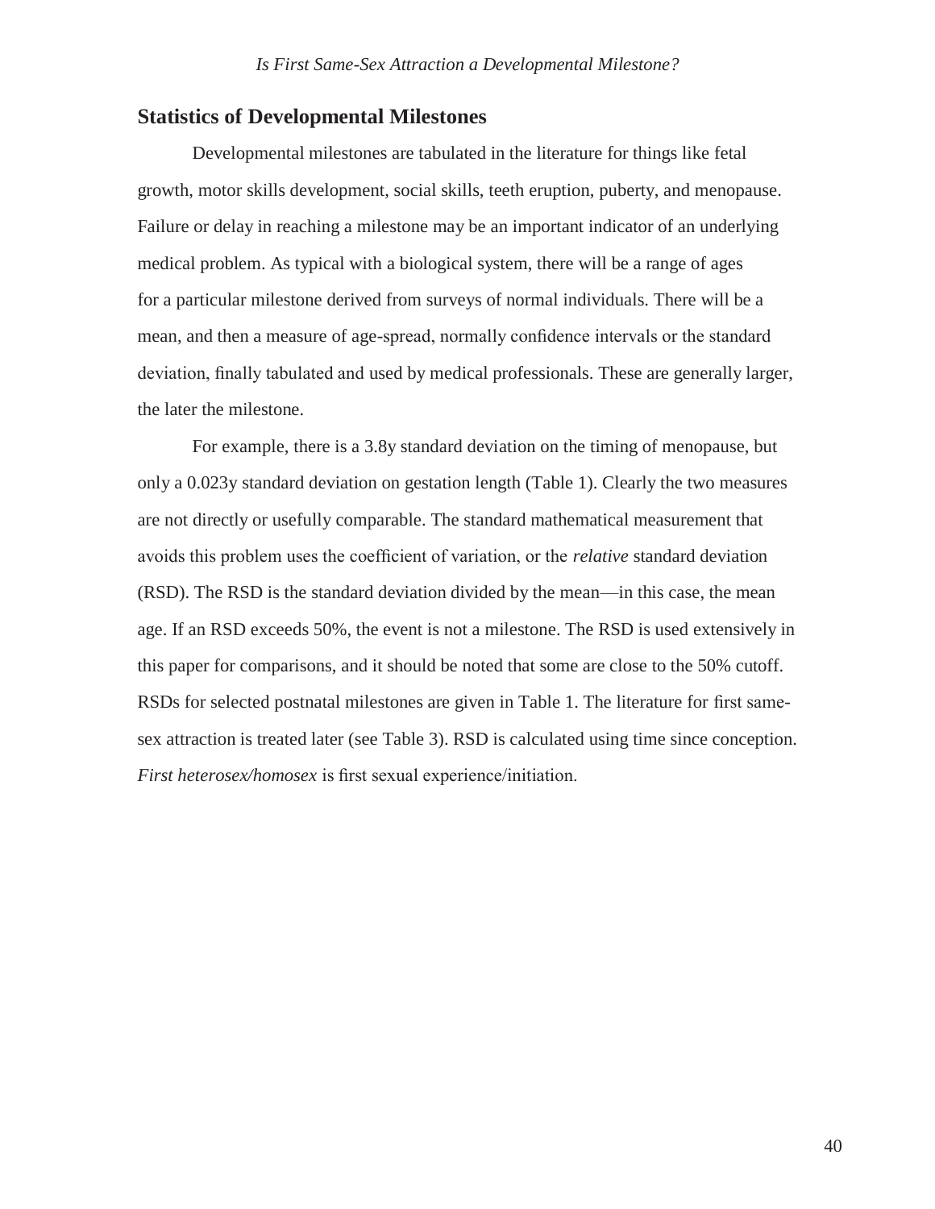## Statistics of Developmental Milestones

Developmental milestones are tabulated in the literature for things like fetal growth, motor skills development, social skills, teeth eruption, puberty, and menopause. Failure or delay in reaching a milestone may be an important indicator of an underlying medical problem. As typical with a biological system, there will be a range of ages for a particular milestone derived from surveys of normal individuals. There will be a mean, and then a measure of age-spread, normally confidence intervals or the standard deviation, finally tabulated and used by medical professionals. These are generally larger, the later the milestone.

For example, there is a 3.8y standard deviation on the timing of menopause, but only a 0.023y standard deviation on gestation length (Table 1). Clearly the two measures are not directly or usefully comparable. The standard mathematical measurement that avoids this problem uses the coefficient of variation, or the *relative* standard deviation (RSD). The RSD is the standard deviation divided by the mean—in this case, the mean age. If an RSD exceeds 50%, the event is not a milestone. The RSD is used extensively in this paper for comparisons, and it should be noted that some are close to the 50% cutoff. RSDs for selected postnatal milestones are given in Table 1. The literature for first same-sex attraction is treated later (see Table 3). RSD is calculated using time since conception. *First heterosex/homosex* is first sexual experience/initiation.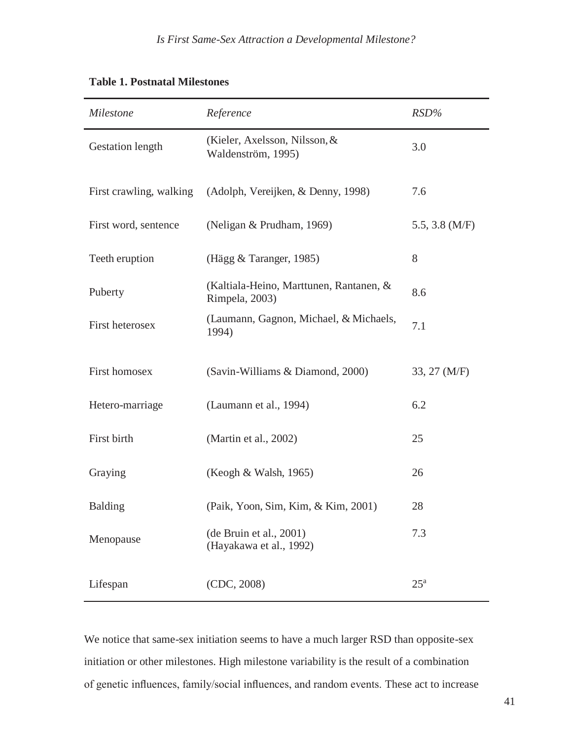**Table 1. Postnatal Milestones**

| *Milestone* | *Reference* | *RSD%* |
|---|---|---|
| Gestation length | (Kieler, Axelsson, Nilsson, & Waldenström, 1995) | 3.0 |
| First crawling, walking | (Adolph, Vereijken, & Denny, 1998) | 7.6 |
| First word, sentence | (Neligan & Prudham, 1969) | 5.5, 3.8 (M/F) |
| Teeth eruption | (Hägg & Taranger, 1985) | 8 |
| Puberty | (Kaltiala-Heino, Marttunen, Rantanen, & Rimpela, 2003) | 8.6 |
| First heterosex | (Laumann, Gagnon, Michael, & Michaels, 1994) | 7.1 |
| First homosex | (Savin-Williams & Diamond, 2000) | 33, 27 (M/F) |
| Hetero-marriage | (Laumann et al., 1994) | 6.2 |
| First birth | (Martin et al., 2002) | 25 |
| Graying | (Keogh & Walsh, 1965) | 26 |
| Balding | (Paik, Yoon, Sim, Kim, & Kim, 2001) | 28 |
| Menopause | (de Bruin et al., 2001) (Hayakawa et al., 1992) | 7.3 |
| Lifespan | (CDC, 2008) | 25[a] |

We notice that same-sex initiation seems to have a much larger RSD than opposite-sex initiation or other milestones. High milestone variability is the result of a combination of genetic influences, family/social influences, and random events. These act to increase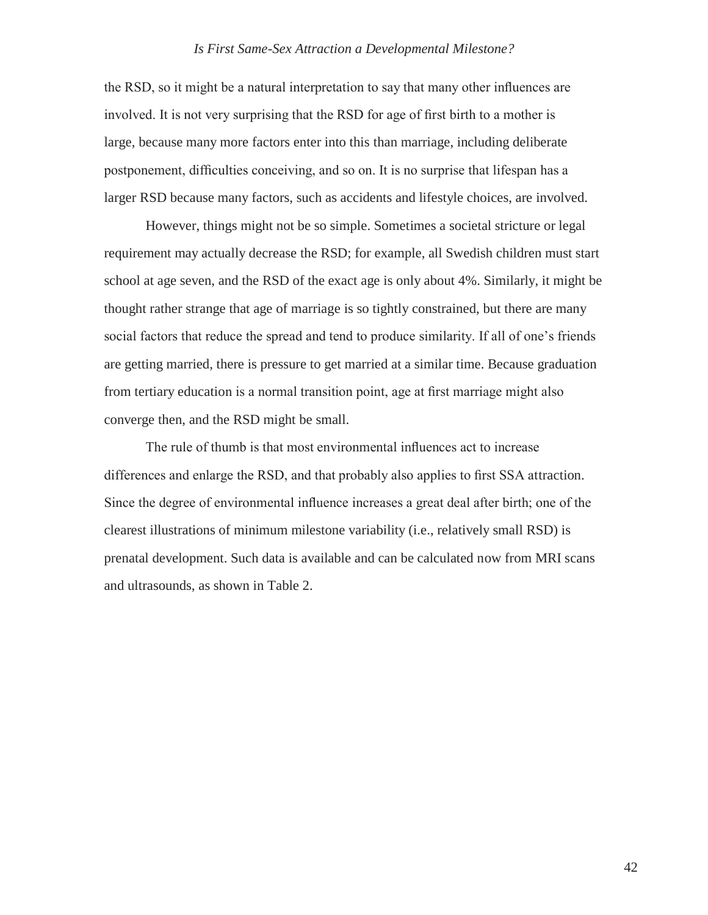the RSD, so it might be a natural interpretation to say that many other influences are involved. It is not very surprising that the RSD for age of first birth to a mother is large, because many more factors enter into this than marriage, including deliberate postponement, difficulties conceiving, and so on. It is no surprise that lifespan has a larger RSD because many factors, such as accidents and lifestyle choices, are involved.

However, things might not be so simple. Sometimes a societal stricture or legal requirement may actually decrease the RSD; for example, all Swedish children must start school at age seven, and the RSD of the exact age is only about 4%. Similarly, it might be thought rather strange that age of marriage is so tightly constrained, but there are many social factors that reduce the spread and tend to produce similarity. If all of one's friends are getting married, there is pressure to get married at a similar time. Because graduation from tertiary education is a normal transition point, age at first marriage might also converge then, and the RSD might be small.

The rule of thumb is that most environmental influences act to increase differences and enlarge the RSD, and that probably also applies to first SSA attraction. Since the degree of environmental influence increases a great deal after birth; one of the clearest illustrations of minimum milestone variability (i.e., relatively small RSD) is prenatal development. Such data is available and can be calculated now from MRI scans and ultrasounds, as shown in Table 2.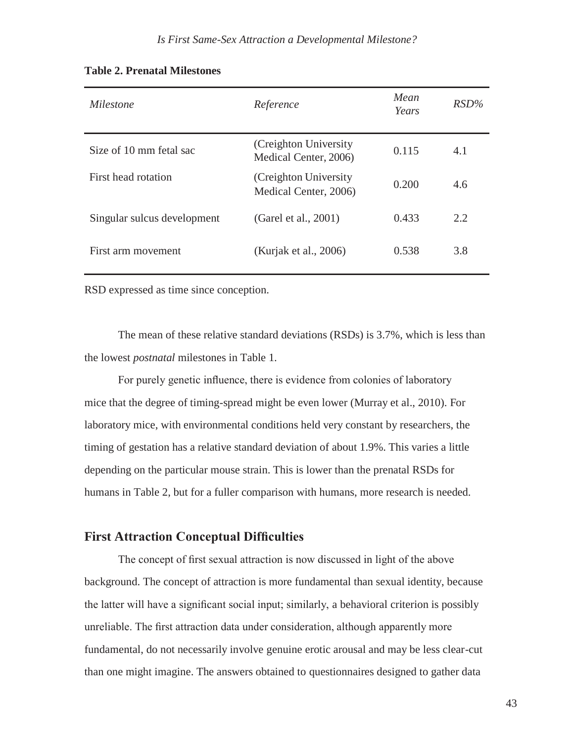**Table 2. Prenatal Milestones**

| *Milestone* | *Reference* | *Mean Years* | *RSD%* |
|---|---|---|---|
| Size of 10 mm fetal sac | (Creighton University Medical Center, 2006) | 0.115 | 4.1 |
| First head rotation | (Creighton University Medical Center, 2006) | 0.200 | 4.6 |
| Singular sulcus development | (Garel et al., 2001) | 0.433 | 2.2 |
| First arm movement | (Kurjak et al., 2006) | 0.538 | 3.8 |

RSD expressed as time since conception.

The mean of these relative standard deviations (RSDs) is 3.7%, which is less than the lowest *postnatal* milestones in Table 1.

For purely genetic influence, there is evidence from colonies of laboratory mice that the degree of timing-spread might be even lower (Murray et al., 2010). For laboratory mice, with environmental conditions held very constant by researchers, the timing of gestation has a relative standard deviation of about 1.9%. This varies a little depending on the particular mouse strain. This is lower than the prenatal RSDs for humans in Table 2, but for a fuller comparison with humans, more research is needed.

## First Attraction Conceptual Difficulties

The concept of first sexual attraction is now discussed in light of the above background. The concept of attraction is more fundamental than sexual identity, because the latter will have a significant social input; similarly, a behavioral criterion is possibly unreliable. The first attraction data under consideration, although apparently more fundamental, do not necessarily involve genuine erotic arousal and may be less clear-cut than one might imagine. The answers obtained to questionnaires designed to gather data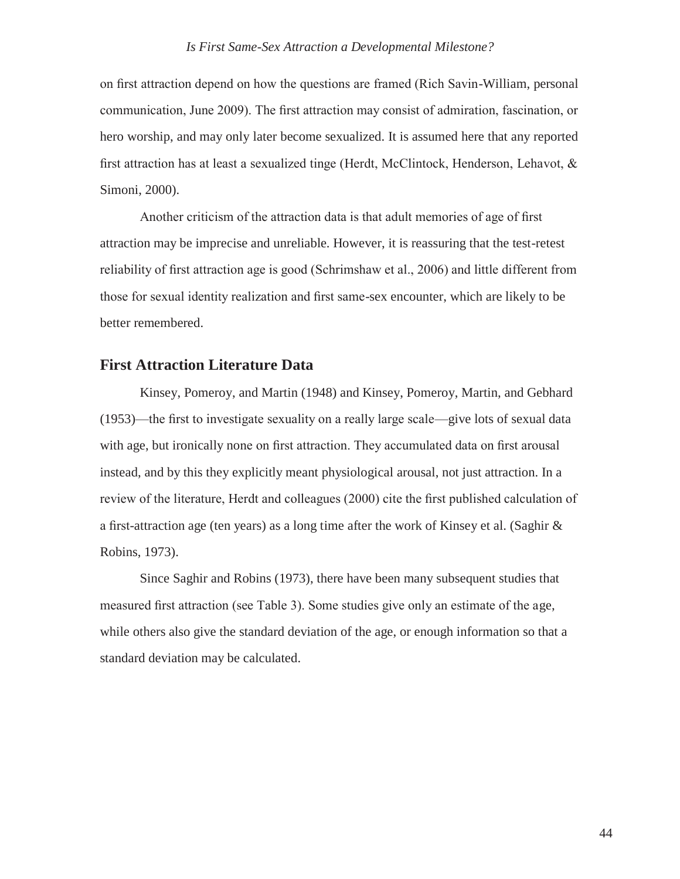on first attraction depend on how the questions are framed (Rich Savin-William, personal communication, June 2009). The first attraction may consist of admiration, fascination, or hero worship, and may only later become sexualized. It is assumed here that any reported first attraction has at least a sexualized tinge (Herdt, McClintock, Henderson, Lehavot, & Simoni, 2000).

Another criticism of the attraction data is that adult memories of age of first attraction may be imprecise and unreliable. However, it is reassuring that the test-retest reliability of first attraction age is good (Schrimshaw et al., 2006) and little different from those for sexual identity realization and first same-sex encounter, which are likely to be better remembered.

## First Attraction Literature Data

Kinsey, Pomeroy, and Martin (1948) and Kinsey, Pomeroy, Martin, and Gebhard (1953)—the first to investigate sexuality on a really large scale—give lots of sexual data with age, but ironically none on first attraction. They accumulated data on first arousal instead, and by this they explicitly meant physiological arousal, not just attraction. In a review of the literature, Herdt and colleagues (2000) cite the first published calculation of a first-attraction age (ten years) as a long time after the work of Kinsey et al. (Saghir & Robins, 1973).

Since Saghir and Robins (1973), there have been many subsequent studies that measured first attraction (see Table 3). Some studies give only an estimate of the age, while others also give the standard deviation of the age, or enough information so that a standard deviation may be calculated.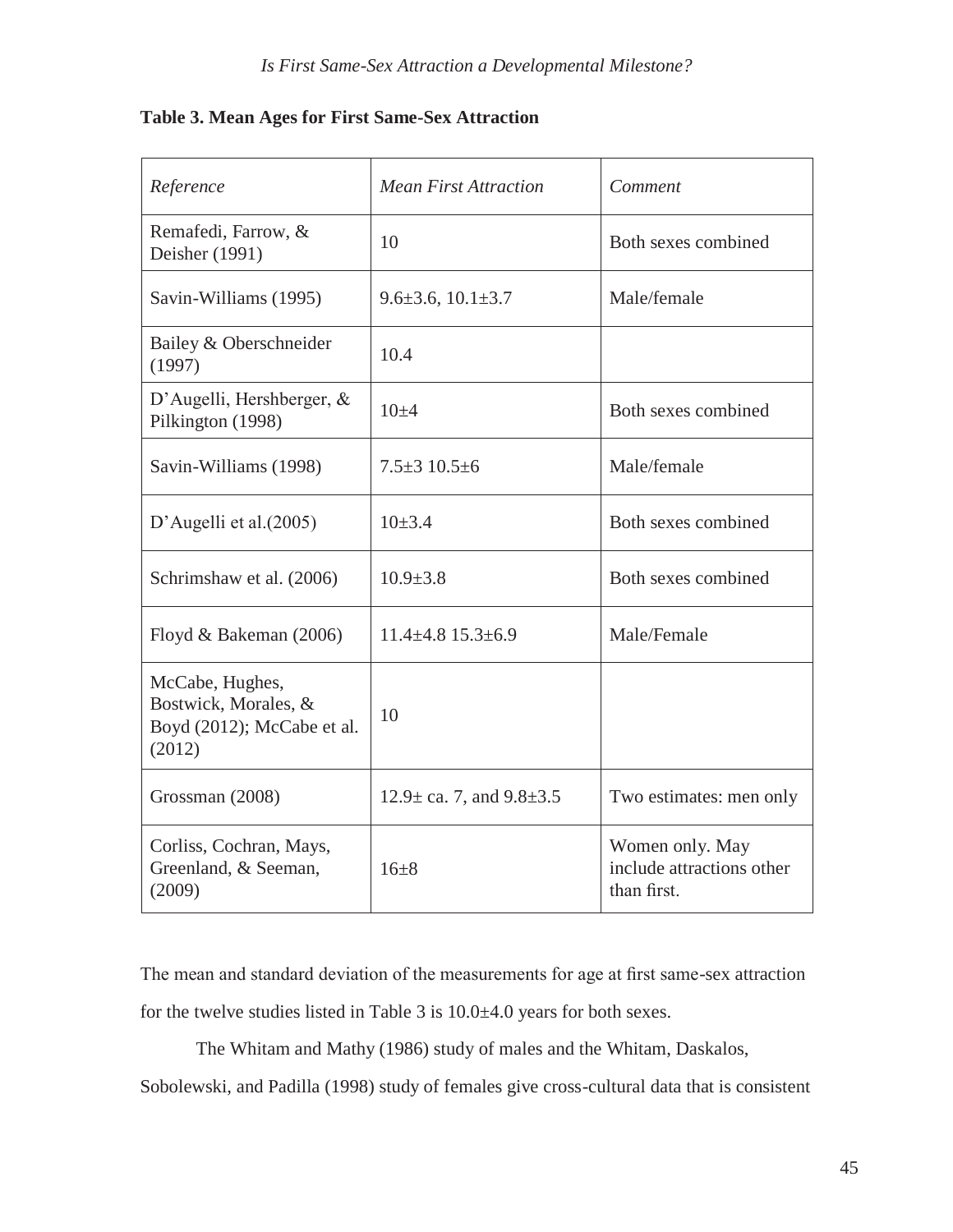**Table 3. Mean Ages for First Same-Sex Attraction**

| *Reference* | *Mean First Attraction* | *Comment* |
|---|---|---|
| Remafedi, Farrow, & Deisher (1991) | 10 | Both sexes combined |
| Savin-Williams (1995) | 9.6±3.6, 10.1±3.7 | Male/female |
| Bailey & Oberschneider (1997) | 10.4 | |
| D'Augelli, Hershberger, & Pilkington (1998) | 10±4 | Both sexes combined |
| Savin-Williams (1998) | 7.5±3 10.5±6 | Male/female |
| D'Augelli et al.(2005) | 10±3.4 | Both sexes combined |
| Schrimshaw et al. (2006) | 10.9±3.8 | Both sexes combined |
| Floyd & Bakeman (2006) | 11.4±4.8 15.3±6.9 | Male/Female |
| McCabe, Hughes, Bostwick, Morales, & Boyd (2012); McCabe et al. (2012) | 10 | |
| Grossman (2008) | 12.9± ca. 7, and 9.8±3.5 | Two estimates: men only |
| Corliss, Cochran, Mays, Greenland, & Seeman, (2009) | 16±8 | Women only. May include attractions other than first. |

The mean and standard deviation of the measurements for age at first same-sex attraction for the twelve studies listed in Table 3 is 10.0±4.0 years for both sexes.

The Whitam and Mathy (1986) study of males and the Whitam, Daskalos, Sobolewski, and Padilla (1998) study of females give cross-cultural data that is consistent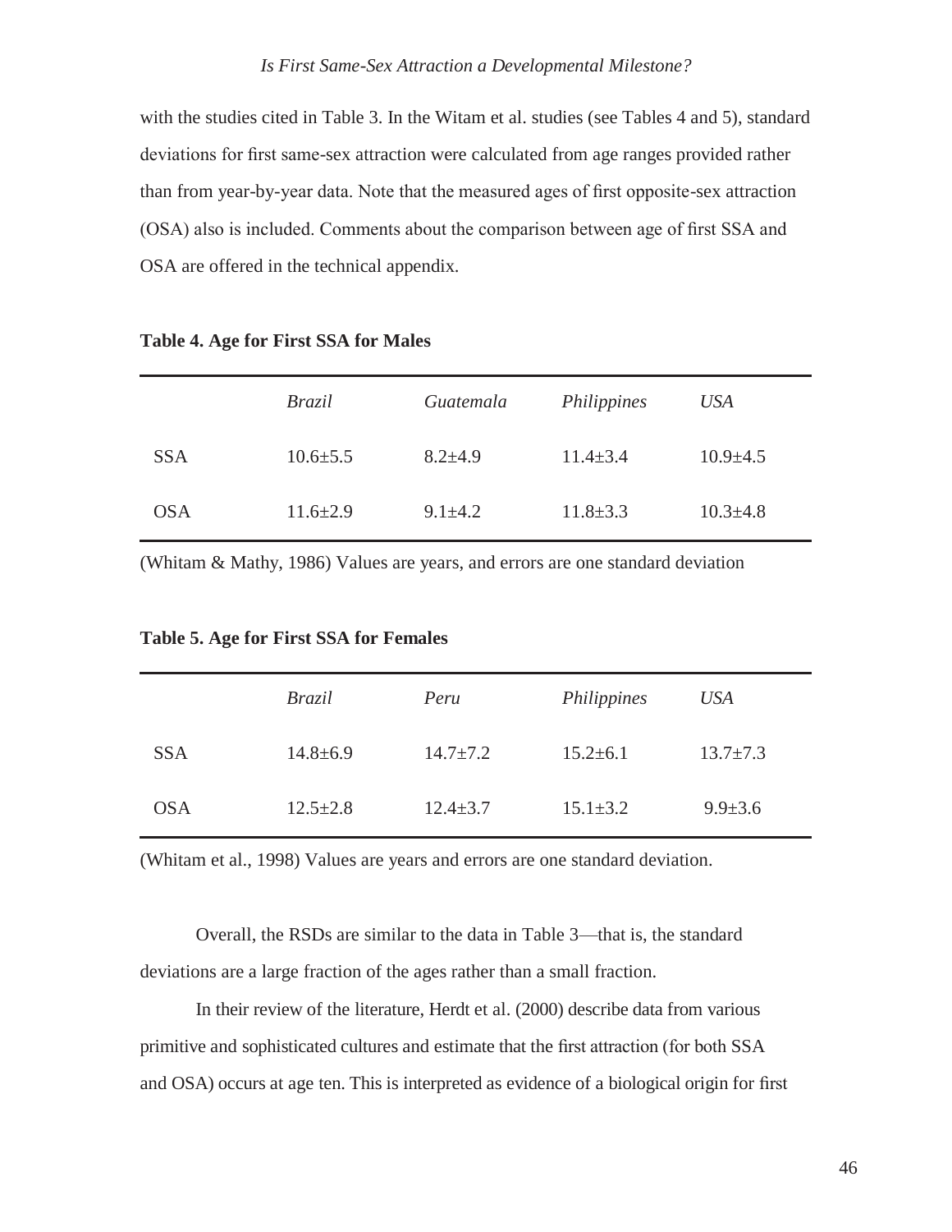with the studies cited in Table 3. In the Witam et al. studies (see Tables 4 and 5), standard deviations for first same-sex attraction were calculated from age ranges provided rather than from year-by-year data. Note that the measured ages of first opposite-sex attraction (OSA) also is included. Comments about the comparison between age of first SSA and OSA are offered in the technical appendix.

**Table 4. Age for First SSA for Males**

| | *Brazil* | *Guatemala* | *Philippines* | *USA* |
|---|---|---|---|---|
| SSA | 10.6±5.5 | 8.2±4.9 | 11.4±3.4 | 10.9±4.5 |
| OSA | 11.6±2.9 | 9.1±4.2 | 11.8±3.3 | 10.3±4.8 |

(Whitam & Mathy, 1986) Values are years, and errors are one standard deviation

**Table 5. Age for First SSA for Females**

| | *Brazil* | *Peru* | *Philippines* | *USA* |
|---|---|---|---|---|
| SSA | 14.8±6.9 | 14.7±7.2 | 15.2±6.1 | 13.7±7.3 |
| OSA | 12.5±2.8 | 12.4±3.7 | 15.1±3.2 | 9.9±3.6 |

(Whitam et al., 1998) Values are years and errors are one standard deviation.

Overall, the RSDs are similar to the data in Table 3—that is, the standard deviations are a large fraction of the ages rather than a small fraction.

In their review of the literature, Herdt et al. (2000) describe data from various primitive and sophisticated cultures and estimate that the first attraction (for both SSA and OSA) occurs at age ten. This is interpreted as evidence of a biological origin for first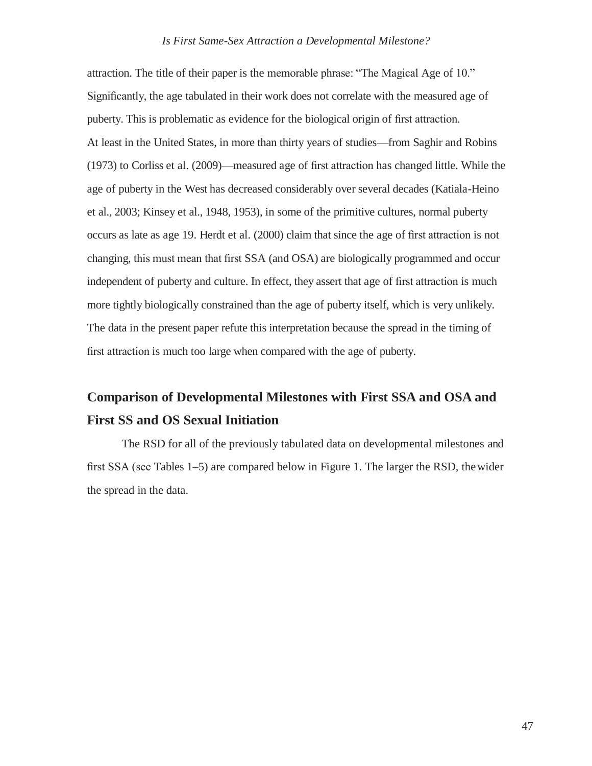attraction. The title of their paper is the memorable phrase: "The Magical Age of 10." Significantly, the age tabulated in their work does not correlate with the measured age of puberty. This is problematic as evidence for the biological origin of first attraction.

At least in the United States, in more than thirty years of studies—from Saghir and Robins (1973) to Corliss et al. (2009)—measured age of first attraction has changed little. While the age of puberty in the West has decreased considerably over several decades (Katiala-Heino et al., 2003; Kinsey et al., 1948, 1953), in some of the primitive cultures, normal puberty occurs as late as age 19. Herdt et al. (2000) claim that since the age of first attraction is not changing, this must mean that first SSA (and OSA) are biologically programmed and occur independent of puberty and culture. In effect, they assert that age of first attraction is much more tightly biologically constrained than the age of puberty itself, which is very unlikely. The data in the present paper refute this interpretation because the spread in the timing of first attraction is much too large when compared with the age of puberty.

## Comparison of Developmental Milestones with First SSA and OSA and First SS and OS Sexual Initiation

The RSD for all of the previously tabulated data on developmental milestones and first SSA (see Tables 1–5) are compared below in Figure 1. The larger the RSD, the wider the spread in the data.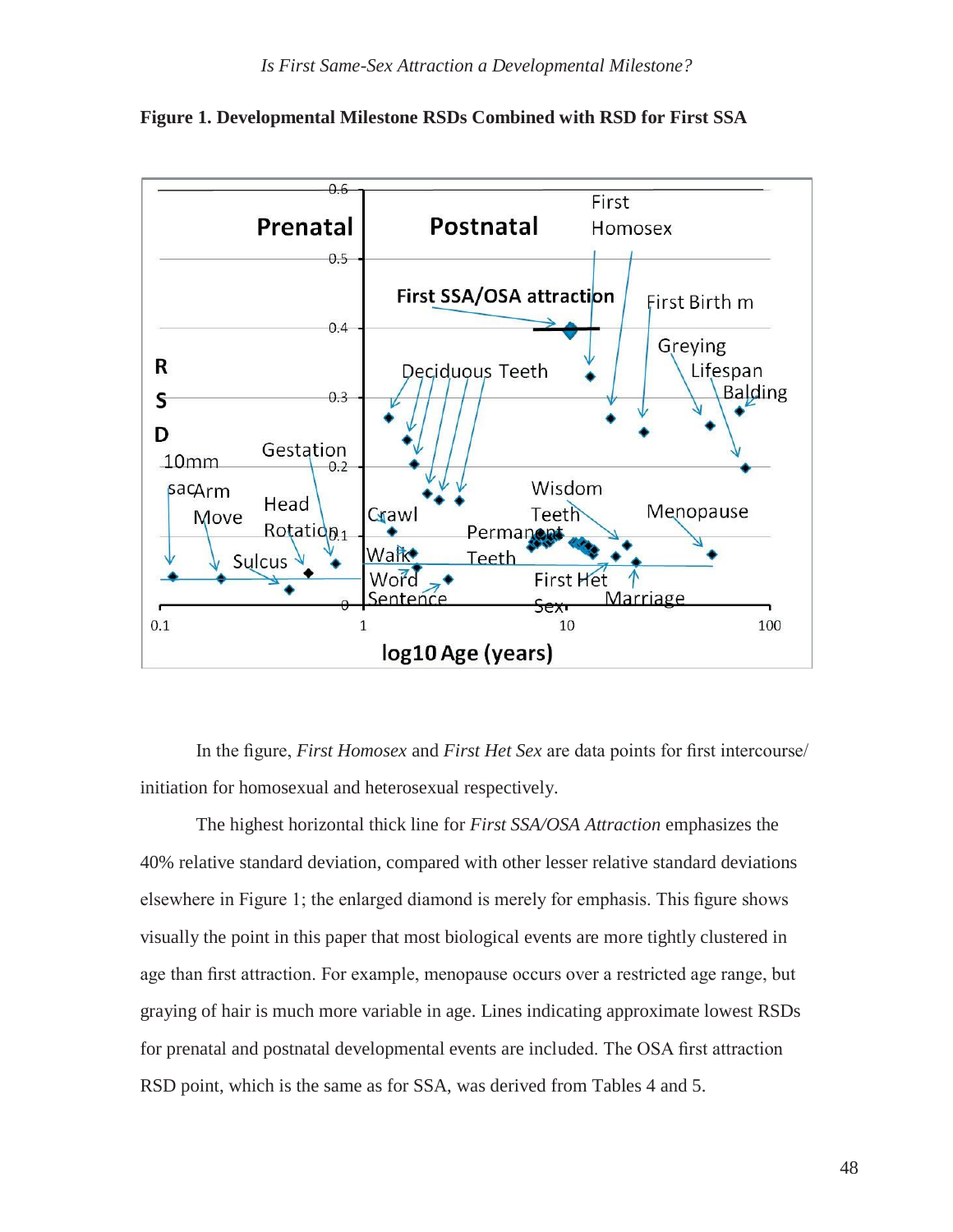**Figure 1. Developmental Milestone RSDs Combined with RSD for First SSA**

In the figure, *First Homosex* and *First Het Sex* are data points for first intercourse/ initiation for homosexual and heterosexual respectively.

The highest horizontal thick line for *First SSA/OSA Attraction* emphasizes the 40% relative standard deviation, compared with other lesser relative standard deviations elsewhere in Figure 1; the enlarged diamond is merely for emphasis. This figure shows visually the point in this paper that most biological events are more tightly clustered in age than first attraction. For example, menopause occurs over a restricted age range, but graying of hair is much more variable in age. Lines indicating approximate lowest RSDs for prenatal and postnatal developmental events are included. The OSA first attraction RSD point, which is the same as for SSA, was derived from Tables 4 and 5.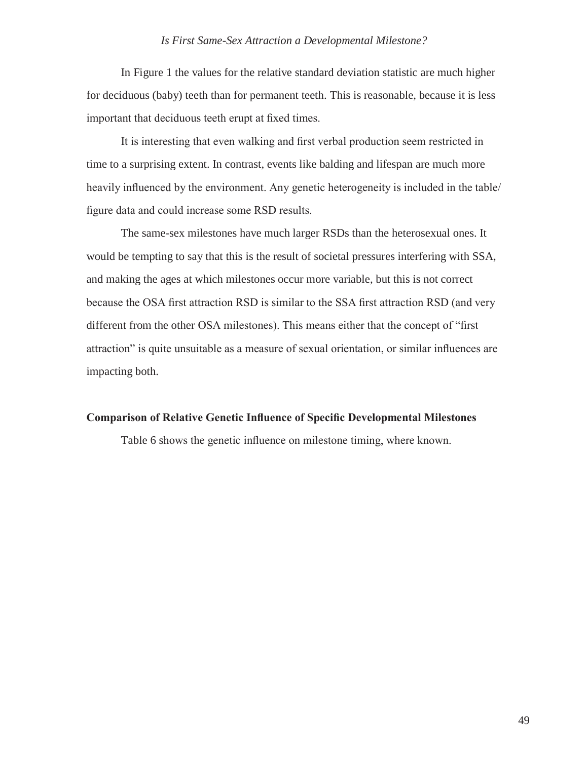In Figure 1 the values for the relative standard deviation statistic are much higher for deciduous (baby) teeth than for permanent teeth. This is reasonable, because it is less important that deciduous teeth erupt at fixed times.

It is interesting that even walking and first verbal production seem restricted in time to a surprising extent. In contrast, events like balding and lifespan are much more heavily influenced by the environment. Any genetic heterogeneity is included in the table/figure data and could increase some RSD results.

The same-sex milestones have much larger RSDs than the heterosexual ones. It would be tempting to say that this is the result of societal pressures interfering with SSA, and making the ages at which milestones occur more variable, but this is not correct because the OSA first attraction RSD is similar to the SSA first attraction RSD (and very different from the other OSA milestones). This means either that the concept of "first attraction" is quite unsuitable as a measure of sexual orientation, or similar influences are impacting both.

## Comparison of Relative Genetic Influence of Specific Developmental Milestones

Table 6 shows the genetic influence on milestone timing, where known.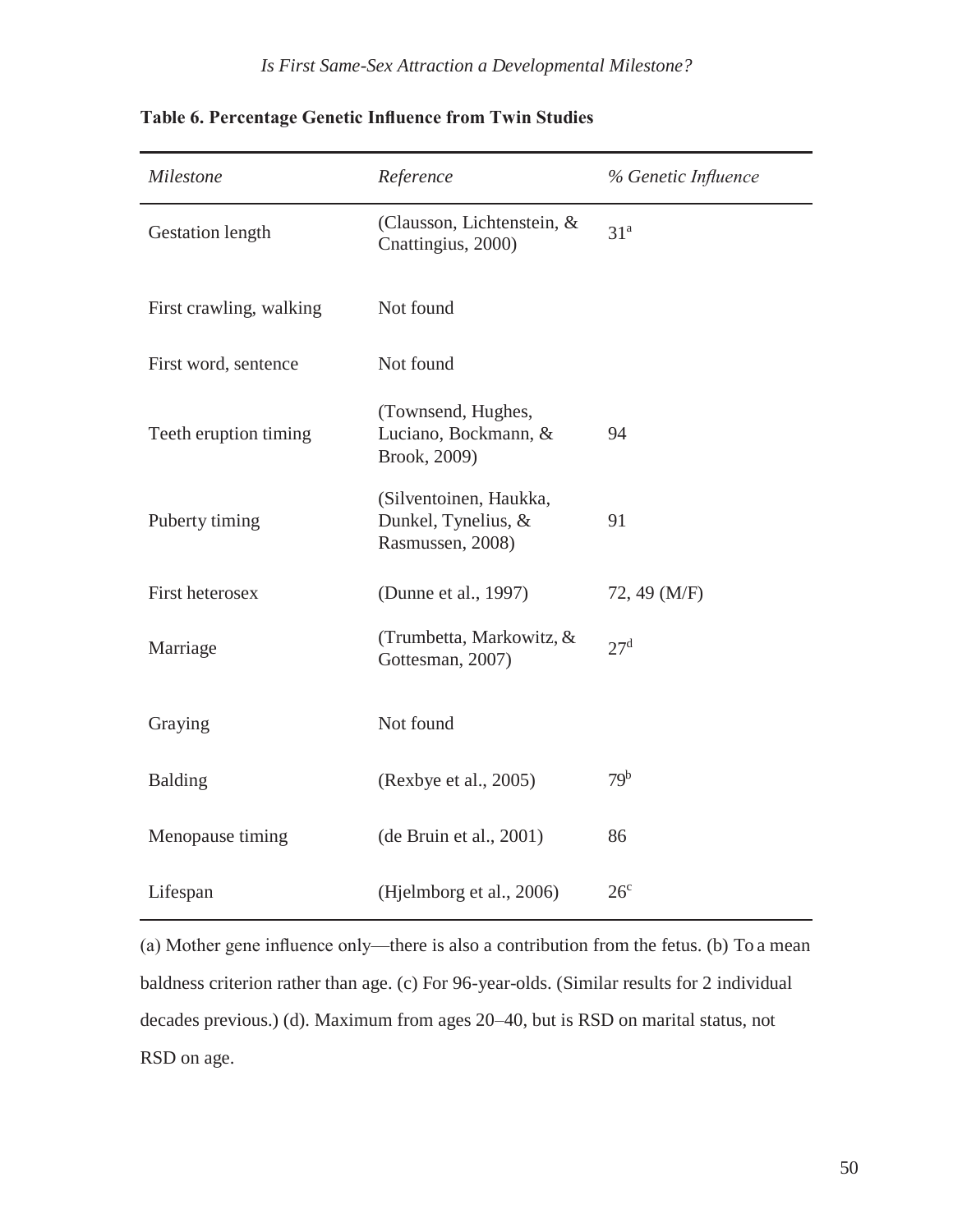**Table 6. Percentage Genetic Influence from Twin Studies**

| *Milestone* | *Reference* | *% Genetic Influence* |
|---|---|---|
| Gestation length | (Clausson, Lichtenstein, & Cnattingius, 2000) | 31[a] |
| First crawling, walking | Not found | |
| First word, sentence | Not found | |
| Teeth eruption timing | (Townsend, Hughes, Luciano, Bockmann, & Brook, 2009) | 94 |
| Puberty timing | (Silventoinen, Haukka, Dunkel, Tynelius, & Rasmussen, 2008) | 91 |
| First heterosex | (Dunne et al., 1997) | 72, 49 (M/F) |
| Marriage | (Trumbetta, Markowitz, & Gottesman, 2007) | 27[d] |
| Graying | Not found | |
| Balding | (Rexbye et al., 2005) | 79[b] |
| Menopause timing | (de Bruin et al., 2001) | 86 |
| Lifespan | (Hjelmborg et al., 2006) | 26[c] |

(a) Mother gene influence only—there is also a contribution from the fetus. (b) To a mean baldness criterion rather than age. (c) For 96-year-olds. (Similar results for 2 individual decades previous.) (d). Maximum from ages 20–40, but is RSD on marital status, not RSD on age.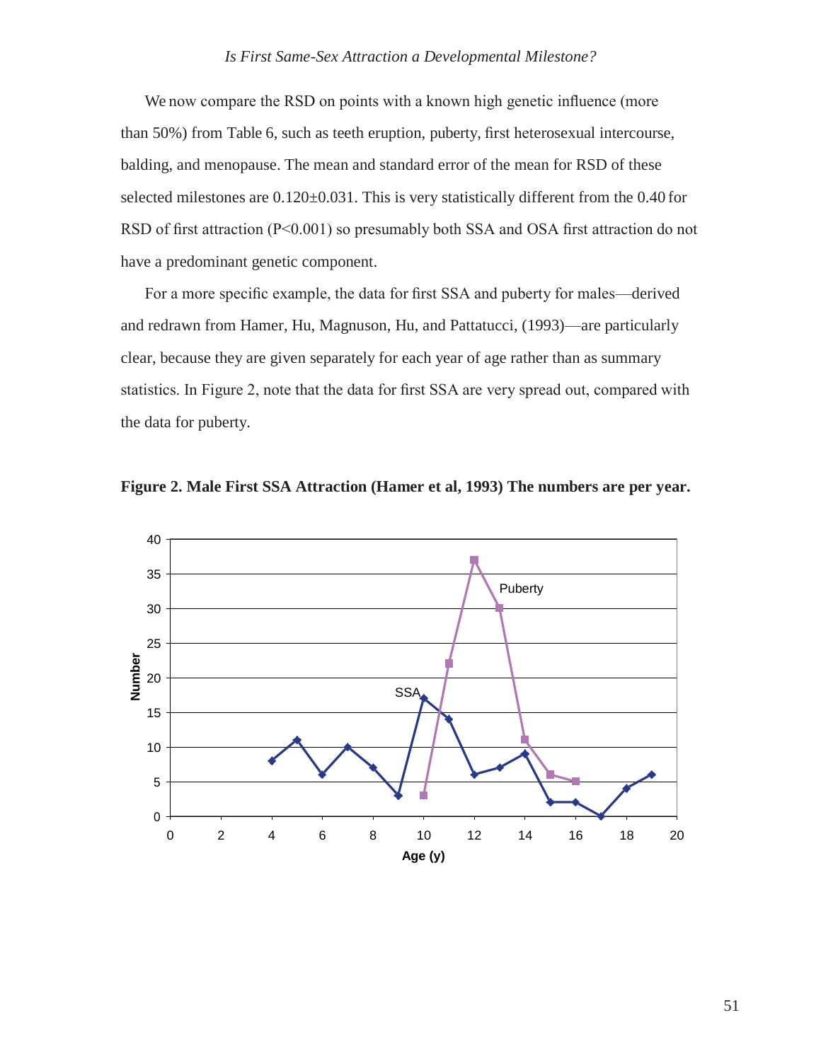We now compare the RSD on points with a known high genetic influence (more than 50%) from Table 6, such as teeth eruption, puberty, first heterosexual intercourse, balding, and menopause. The mean and standard error of the mean for RSD of these selected milestones are 0.120±0.031. This is very statistically different from the 0.40 for RSD of first attraction ($P<0.001$) so presumably both SSA and OSA first attraction do not have a predominant genetic component.

For a more specific example, the data for first SSA and puberty for males—derived and redrawn from Hamer, Hu, Magnuson, Hu, and Pattatucci, (1993)—are particularly clear, because they are given separately for each year of age rather than as summary statistics. In Figure 2, note that the data for first SSA are very spread out, compared with the data for puberty.

**Figure 2. Male First SSA Attraction (Hamer et al, 1993) The numbers are per year.**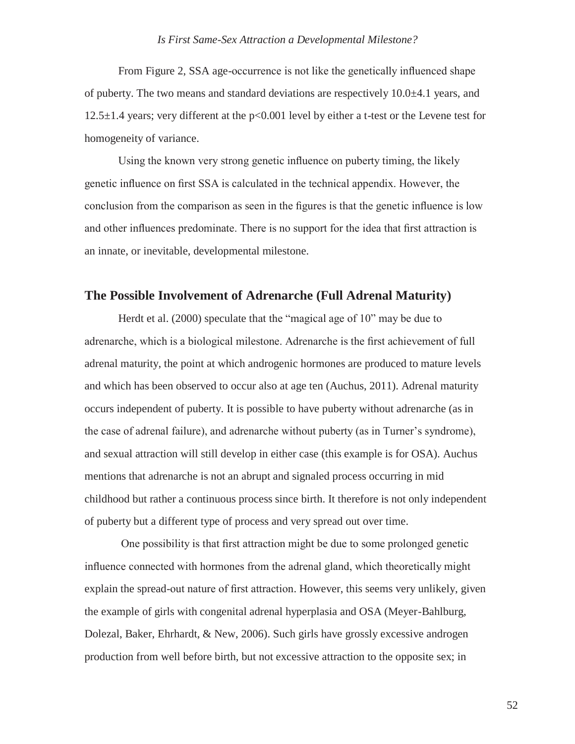From Figure 2, SSA age-occurrence is not like the genetically influenced shape of puberty. The two means and standard deviations are respectively $10.0 \pm 4.1$ years, and $12.5 \pm 1.4$ years; very different at the $p<0.001$ level by either a t-test or the Levene test for homogeneity of variance.

Using the known very strong genetic influence on puberty timing, the likely genetic influence on first SSA is calculated in the technical appendix. However, the conclusion from the comparison as seen in the figures is that the genetic influence is low and other influences predominate. There is no support for the idea that first attraction is an innate, or inevitable, developmental milestone.

## The Possible Involvement of Adrenarche (Full Adrenal Maturity)

Herdt et al. (2000) speculate that the "magical age of 10" may be due to adrenarche, which is a biological milestone. Adrenarche is the first achievement of full adrenal maturity, the point at which androgenic hormones are produced to mature levels and which has been observed to occur also at age ten (Auchus, 2011). Adrenal maturity occurs independent of puberty. It is possible to have puberty without adrenarche (as in the case of adrenal failure), and adrenarche without puberty (as in Turner's syndrome), and sexual attraction will still develop in either case (this example is for OSA). Auchus mentions that adrenarche is not an abrupt and signaled process occurring in mid childhood but rather a continuous process since birth. It therefore is not only independent of puberty but a different type of process and very spread out over time.

One possibility is that first attraction might be due to some prolonged genetic influence connected with hormones from the adrenal gland, which theoretically might explain the spread-out nature of first attraction. However, this seems very unlikely, given the example of girls with congenital adrenal hyperplasia and OSA (Meyer-Bahlburg, Dolezal, Baker, Ehrhardt, & New, 2006). Such girls have grossly excessive androgen production from well before birth, but not excessive attraction to the opposite sex; in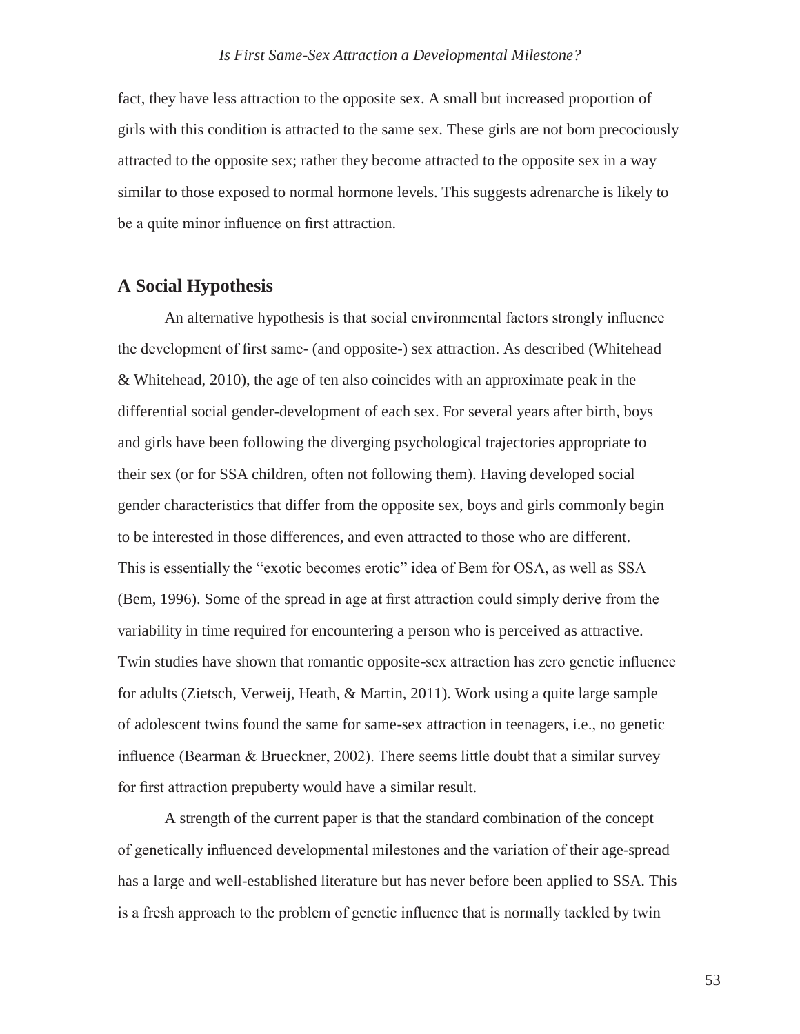fact, they have less attraction to the opposite sex. A small but increased proportion of girls with this condition is attracted to the same sex. These girls are not born precociously attracted to the opposite sex; rather they become attracted to the opposite sex in a way similar to those exposed to normal hormone levels. This suggests adrenarche is likely to be a quite minor influence on first attraction.

## A Social Hypothesis

An alternative hypothesis is that social environmental factors strongly influence the development of first same- (and opposite-) sex attraction. As described (Whitehead & Whitehead, 2010), the age of ten also coincides with an approximate peak in the differential social gender-development of each sex. For several years after birth, boys and girls have been following the diverging psychological trajectories appropriate to their sex (or for SSA children, often not following them). Having developed social gender characteristics that differ from the opposite sex, boys and girls commonly begin to be interested in those differences, and even attracted to those who are different. This is essentially the "exotic becomes erotic" idea of Bem for OSA, as well as SSA (Bem, 1996). Some of the spread in age at first attraction could simply derive from the variability in time required for encountering a person who is perceived as attractive. Twin studies have shown that romantic opposite-sex attraction has zero genetic influence for adults (Zietsch, Verweij, Heath, & Martin, 2011). Work using a quite large sample of adolescent twins found the same for same-sex attraction in teenagers, i.e., no genetic influence (Bearman & Brueckner, 2002). There seems little doubt that a similar survey for first attraction prepuberty would have a similar result.

A strength of the current paper is that the standard combination of the concept of genetically influenced developmental milestones and the variation of their age-spread has a large and well-established literature but has never before been applied to SSA. This is a fresh approach to the problem of genetic influence that is normally tackled by twin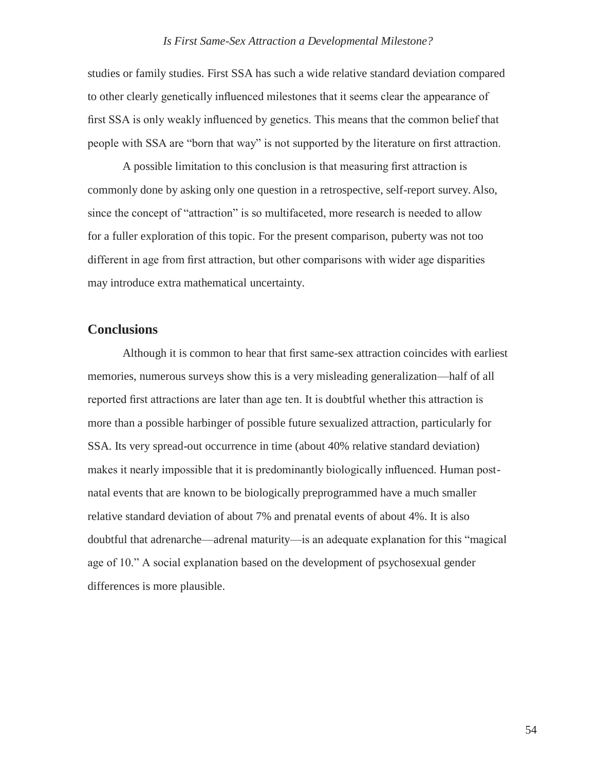studies or family studies. First SSA has such a wide relative standard deviation compared to other clearly genetically influenced milestones that it seems clear the appearance of first SSA is only weakly influenced by genetics. This means that the common belief that people with SSA are "born that way" is not supported by the literature on first attraction.

A possible limitation to this conclusion is that measuring first attraction is commonly done by asking only one question in a retrospective, self-report survey. Also, since the concept of "attraction" is so multifaceted, more research is needed to allow for a fuller exploration of this topic. For the present comparison, puberty was not too different in age from first attraction, but other comparisons with wider age disparities may introduce extra mathematical uncertainty.

## Conclusions

Although it is common to hear that first same-sex attraction coincides with earliest memories, numerous surveys show this is a very misleading generalization—half of all reported first attractions are later than age ten. It is doubtful whether this attraction is more than a possible harbinger of possible future sexualized attraction, particularly for SSA. Its very spread-out occurrence in time (about 40% relative standard deviation) makes it nearly impossible that it is predominantly biologically influenced. Human post-natal events that are known to be biologically preprogrammed have a much smaller relative standard deviation of about 7% and prenatal events of about 4%. It is also doubtful that adrenarche—adrenal maturity—is an adequate explanation for this "magical age of 10." A social explanation based on the development of psychosexual gender differences is more plausible.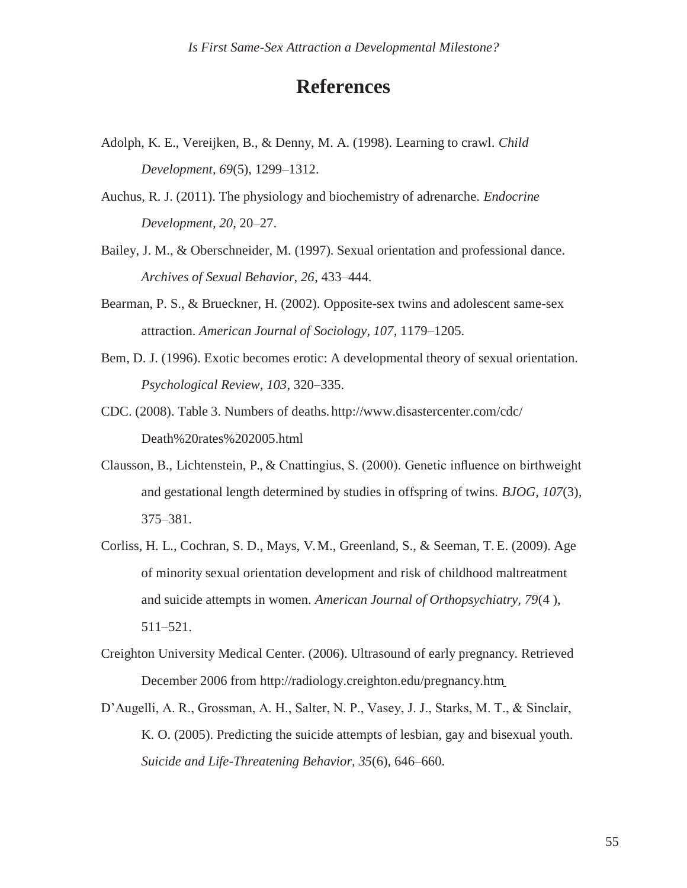# References

Adolph, K. E., Vereijken, B., & Denny, M. A. (1998). Learning to crawl. *Child Development, 69*(5), 1299–1312.

Auchus, R. J. (2011). The physiology and biochemistry of adrenarche. *Endocrine Development, 20*, 20–27.

Bailey, J. M., & Oberschneider, M. (1997). Sexual orientation and professional dance. *Archives of Sexual Behavior, 26*, 433–444.

Bearman, P. S., & Brueckner, H. (2002). Opposite-sex twins and adolescent same-sex attraction. *American Journal of Sociology, 107*, 1179–1205.

Bem, D. J. (1996). Exotic becomes erotic: A developmental theory of sexual orientation. *Psychological Review, 103*, 320–335.

CDC. (2008). Table 3. Numbers of deaths. http://www.disastercenter.com/cdc/Death%20rates%202005.html

Clausson, B., Lichtenstein, P., & Cnattingius, S. (2000). Genetic influence on birthweight and gestational length determined by studies in offspring of twins. *BJOG, 107*(3), 375–381.

Corliss, H. L., Cochran, S. D., Mays, V. M., Greenland, S., & Seeman, T. E. (2009). Age of minority sexual orientation development and risk of childhood maltreatment and suicide attempts in women. *American Journal of Orthopsychiatry, 79*(4 ), 511–521.

Creighton University Medical Center. (2006). Ultrasound of early pregnancy. Retrieved December 2006 from http://radiology.creighton.edu/pregnancy.htm

D'Augelli, A. R., Grossman, A. H., Salter, N. P., Vasey, J. J., Starks, M. T., & Sinclair, K. O. (2005). Predicting the suicide attempts of lesbian, gay and bisexual youth. *Suicide and Life-Threatening Behavior, 35*(6), 646–660.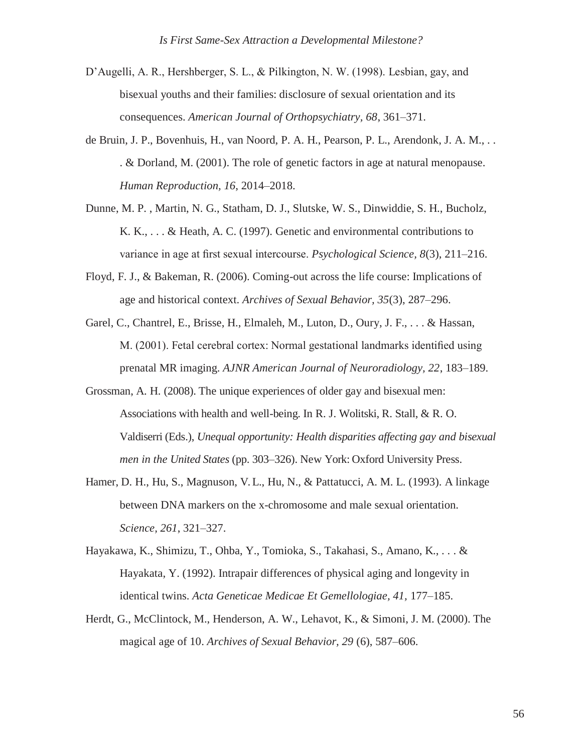D'Augelli, A. R., Hershberger, S. L., & Pilkington, N. W. (1998). Lesbian, gay, and bisexual youths and their families: disclosure of sexual orientation and its consequences. *American Journal of Orthopsychiatry, 68*, 361–371.

de Bruin, J. P., Bovenhuis, H., van Noord, P. A. H., Pearson, P. L., Arendonk, J. A. M., . . . & Dorland, M. (2001). The role of genetic factors in age at natural menopause. *Human Reproduction*, *16*, 2014–2018.

Dunne, M. P. , Martin, N. G., Statham, D. J., Slutske, W. S., Dinwiddie, S. H., Bucholz, K. K., . . . & Heath, A. C. (1997). Genetic and environmental contributions to variance in age at first sexual intercourse. *Psychological Science, 8*(3), 211–216.

Floyd, F. J., & Bakeman, R. (2006). Coming-out across the life course: Implications of age and historical context. *Archives of Sexual Behavior, 35*(3), 287–296.

Garel, C., Chantrel, E., Brisse, H., Elmaleh, M., Luton, D., Oury, J. F., . . . & Hassan, M. (2001). Fetal cerebral cortex: Normal gestational landmarks identified using prenatal MR imaging. *AJNR American Journal of Neuroradiology, 22*, 183–189.

Grossman, A. H. (2008). The unique experiences of older gay and bisexual men: Associations with health and well-being. In R. J. Wolitski, R. Stall, & R. O. Valdiserri (Eds.), *Unequal opportunity: Health disparities affecting gay and bisexual men in the United States* (pp. 303–326). New York: Oxford University Press.

Hamer, D. H., Hu, S., Magnuson, V. L., Hu, N., & Pattatucci, A. M. L. (1993). A linkage between DNA markers on the x-chromosome and male sexual orientation. *Science, 261*, 321–327.

Hayakawa, K., Shimizu, T., Ohba, Y., Tomioka, S., Takahasi, S., Amano, K., . . . & Hayakata, Y. (1992). Intrapair differences of physical aging and longevity in identical twins. *Acta Geneticae Medicae Et Gemellologiae, 41*, 177–185.

Herdt, G., McClintock, M., Henderson, A. W., Lehavot, K., & Simoni, J. M. (2000). The magical age of 10. *Archives of Sexual Behavior, 29* (6), 587–606.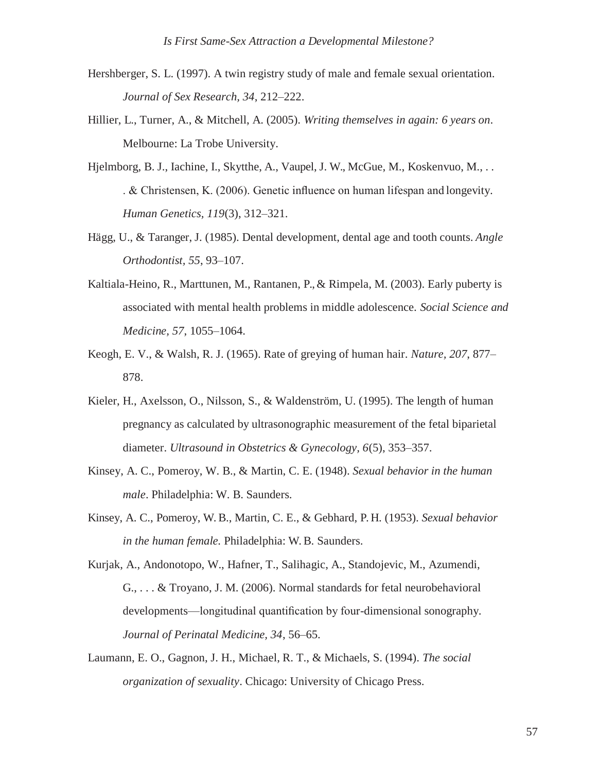Hershberger, S. L. (1997). A twin registry study of male and female sexual orientation. *Journal of Sex Research, 34*, 212–222.

Hillier, L., Turner, A., & Mitchell, A. (2005). *Writing themselves in again: 6 years on*. Melbourne: La Trobe University.

Hjelmborg, B. J., Iachine, I., Skytthe, A., Vaupel, J. W., McGue, M., Koskenvuo, M., . . . & Christensen, K. (2006). Genetic influence on human lifespan and longevity. *Human Genetics, 119*(3), 312–321.

Hägg, U., & Taranger, J. (1985). Dental development, dental age and tooth counts. *Angle Orthodontist, 55*, 93–107.

Kaltiala-Heino, R., Marttunen, M., Rantanen, P., & Rimpela, M. (2003). Early puberty is associated with mental health problems in middle adolescence. *Social Science and Medicine, 57*, 1055–1064.

Keogh, E. V., & Walsh, R. J. (1965). Rate of greying of human hair. *Nature, 207*, 877–878.

Kieler, H., Axelsson, O., Nilsson, S., & Waldenström, U. (1995). The length of human pregnancy as calculated by ultrasonographic measurement of the fetal biparietal diameter. *Ultrasound in Obstetrics & Gynecology, 6*(5), 353–357.

Kinsey, A. C., Pomeroy, W. B., & Martin, C. E. (1948). *Sexual behavior in the human male*. Philadelphia: W. B. Saunders.

Kinsey, A. C., Pomeroy, W. B., Martin, C. E., & Gebhard, P. H. (1953). *Sexual behavior in the human female.* Philadelphia: W. B. Saunders.

Kurjak, A., Andonotopo, W., Hafner, T., Salihagic, A., Standojevic, M., Azumendi, G., . . . & Troyano, J. M. (2006). Normal standards for fetal neurobehavioral developments—longitudinal quantification by four-dimensional sonography. *Journal of Perinatal Medicine, 34*, 56–65.

Laumann, E. O., Gagnon, J. H., Michael, R. T., & Michaels, S. (1994). *The social organization of sexuality*. Chicago: University of Chicago Press.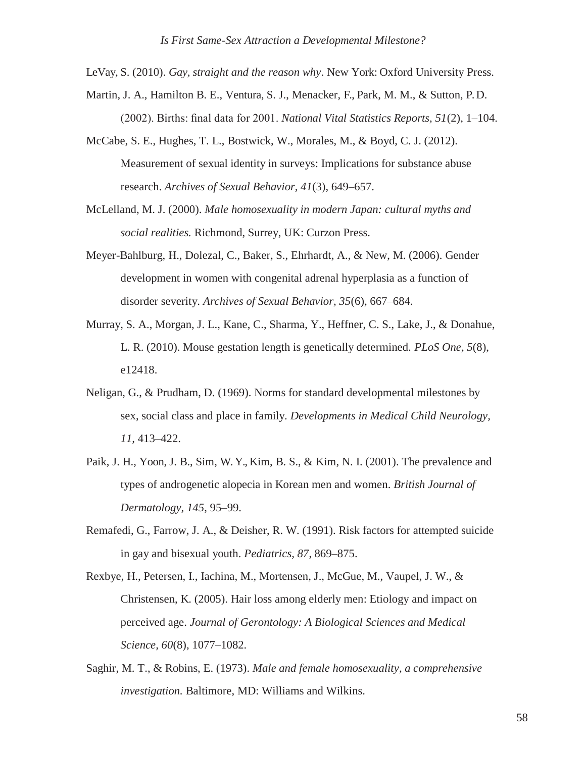LeVay, S. (2010). *Gay, straight and the reason why*. New York: Oxford University Press.

Martin, J. A., Hamilton B. E., Ventura, S. J., Menacker, F., Park, M. M., & Sutton, P. D. (2002). Births: final data for 2001. *National Vital Statistics Reports*, *51*(2), 1–104.

McCabe, S. E., Hughes, T. L., Bostwick, W., Morales, M., & Boyd, C. J. (2012). Measurement of sexual identity in surveys: Implications for substance abuse research. *Archives of Sexual Behavior*, *41*(3), 649–657.

McLelland, M. J. (2000). *Male homosexuality in modern Japan: cultural myths and social realities.* Richmond, Surrey, UK: Curzon Press.

Meyer-Bahlburg, H., Dolezal, C., Baker, S., Ehrhardt, A., & New, M. (2006). Gender development in women with congenital adrenal hyperplasia as a function of disorder severity. *Archives of Sexual Behavior, 35*(6), 667–684.

Murray, S. A., Morgan, J. L., Kane, C., Sharma, Y., Heffner, C. S., Lake, J., & Donahue, L. R. (2010). Mouse gestation length is genetically determined. *PLoS One, 5*(8), e12418.

Neligan, G., & Prudham, D. (1969). Norms for standard developmental milestones by sex, social class and place in family. *Developments in Medical Child Neurology, 11,* 413–422.

Paik, J. H., Yoon, J. B., Sim, W. Y., Kim, B. S., & Kim, N. I. (2001). The prevalence and types of androgenetic alopecia in Korean men and women. *British Journal of Dermatology, 145*, 95–99.

Remafedi, G., Farrow, J. A., & Deisher, R. W. (1991). Risk factors for attempted suicide in gay and bisexual youth. *Pediatrics, 87*, 869–875.

Rexbye, H., Petersen, I., Iachina, M., Mortensen, J., McGue, M., Vaupel, J. W., & Christensen, K. (2005). Hair loss among elderly men: Etiology and impact on perceived age. *Journal of Gerontology: A Biological Sciences and Medical Science*, *60*(8), 1077–1082.

Saghir, M. T., & Robins, E. (1973). *Male and female homosexuality, a comprehensive investigation.* Baltimore, MD: Williams and Wilkins.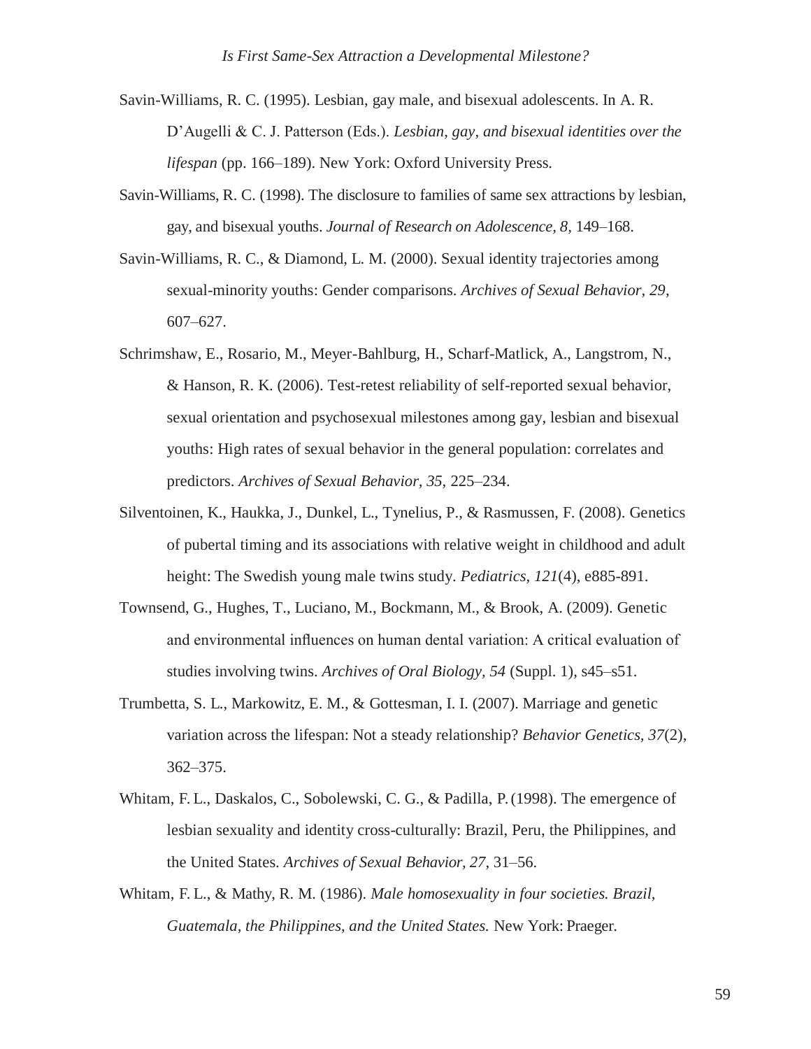Savin-Williams, R. C. (1995). Lesbian, gay male, and bisexual adolescents. In A. R. D'Augelli & C. J. Patterson (Eds.). *Lesbian, gay, and bisexual identities over the lifespan* (pp. 166–189). New York: Oxford University Press.

Savin-Williams, R. C. (1998). The disclosure to families of same sex attractions by lesbian, gay, and bisexual youths. *Journal of Research on Adolescence, 8*, 149–168.

Savin-Williams, R. C., & Diamond, L. M. (2000). Sexual identity trajectories among sexual-minority youths: Gender comparisons. *Archives of Sexual Behavior, 29*, 607–627.

Schrimshaw, E., Rosario, M., Meyer-Bahlburg, H., Scharf-Matlick, A., Langstrom, N., & Hanson, R. K. (2006). Test-retest reliability of self-reported sexual behavior, sexual orientation and psychosexual milestones among gay, lesbian and bisexual youths: High rates of sexual behavior in the general population: correlates and predictors. *Archives of Sexual Behavior, 35*, 225–234.

Silventoinen, K., Haukka, J., Dunkel, L., Tynelius, P., & Rasmussen, F. (2008). Genetics of pubertal timing and its associations with relative weight in childhood and adult height: The Swedish young male twins study. *Pediatrics, 121*(4), e885-891.

Townsend, G., Hughes, T., Luciano, M., Bockmann, M., & Brook, A. (2009). Genetic and environmental influences on human dental variation: A critical evaluation of studies involving twins. *Archives of Oral Biology, 54* (Suppl. 1), s45–s51.

Trumbetta, S. L., Markowitz, E. M., & Gottesman, I. I. (2007). Marriage and genetic variation across the lifespan: Not a steady relationship? *Behavior Genetics, 37*(2), 362–375.

Whitam, F. L., Daskalos, C., Sobolewski, C. G., & Padilla, P. (1998). The emergence of lesbian sexuality and identity cross-culturally: Brazil, Peru, the Philippines, and the United States. *Archives of Sexual Behavior, 27*, 31–56.

Whitam, F. L., & Mathy, R. M. (1986). *Male homosexuality in four societies. Brazil, Guatemala, the Philippines, and the United States.* New York: Praeger.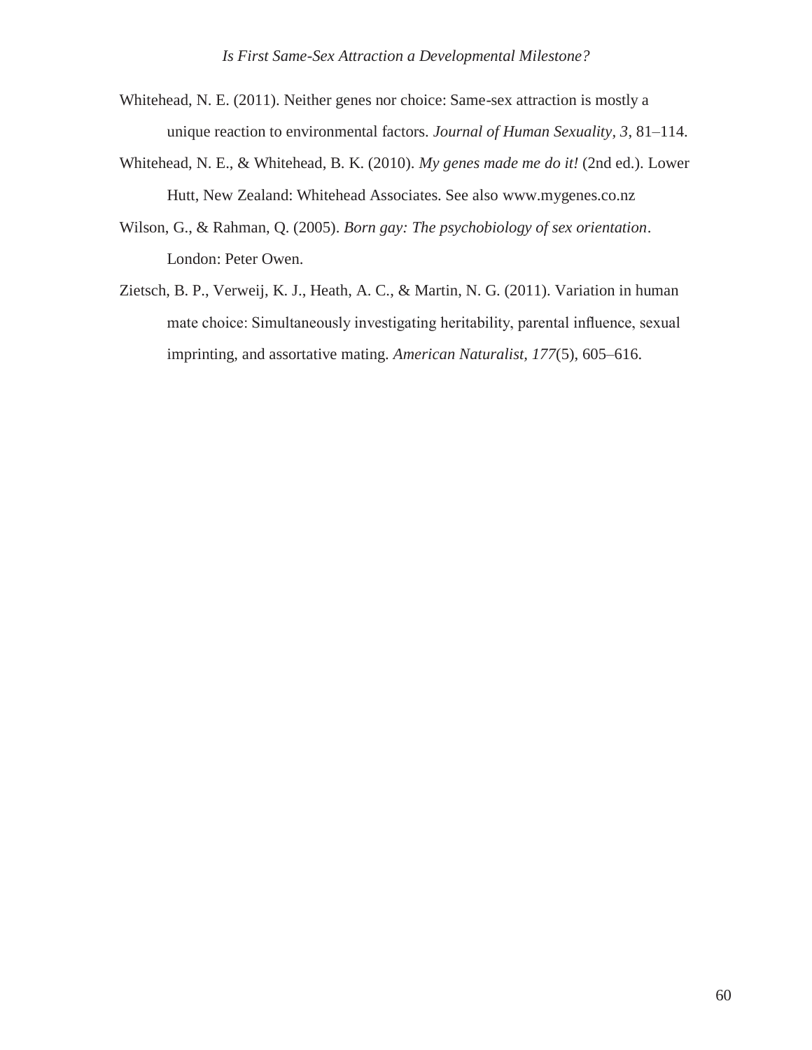Whitehead, N. E. (2011). Neither genes nor choice: Same-sex attraction is mostly a unique reaction to environmental factors. *Journal of Human Sexuality, 3*, 81–114.

Whitehead, N. E., & Whitehead, B. K. (2010). *My genes made me do it!* (2nd ed.). Lower Hutt, New Zealand: Whitehead Associates. See also www.mygenes.co.nz

Wilson, G., & Rahman, Q. (2005). *Born gay: The psychobiology of sex orientation*. London: Peter Owen.

Zietsch, B. P., Verweij, K. J., Heath, A. C., & Martin, N. G. (2011). Variation in human mate choice: Simultaneously investigating heritability, parental influence, sexual imprinting, and assortative mating. *American Naturalist, 177*(5), 605–616.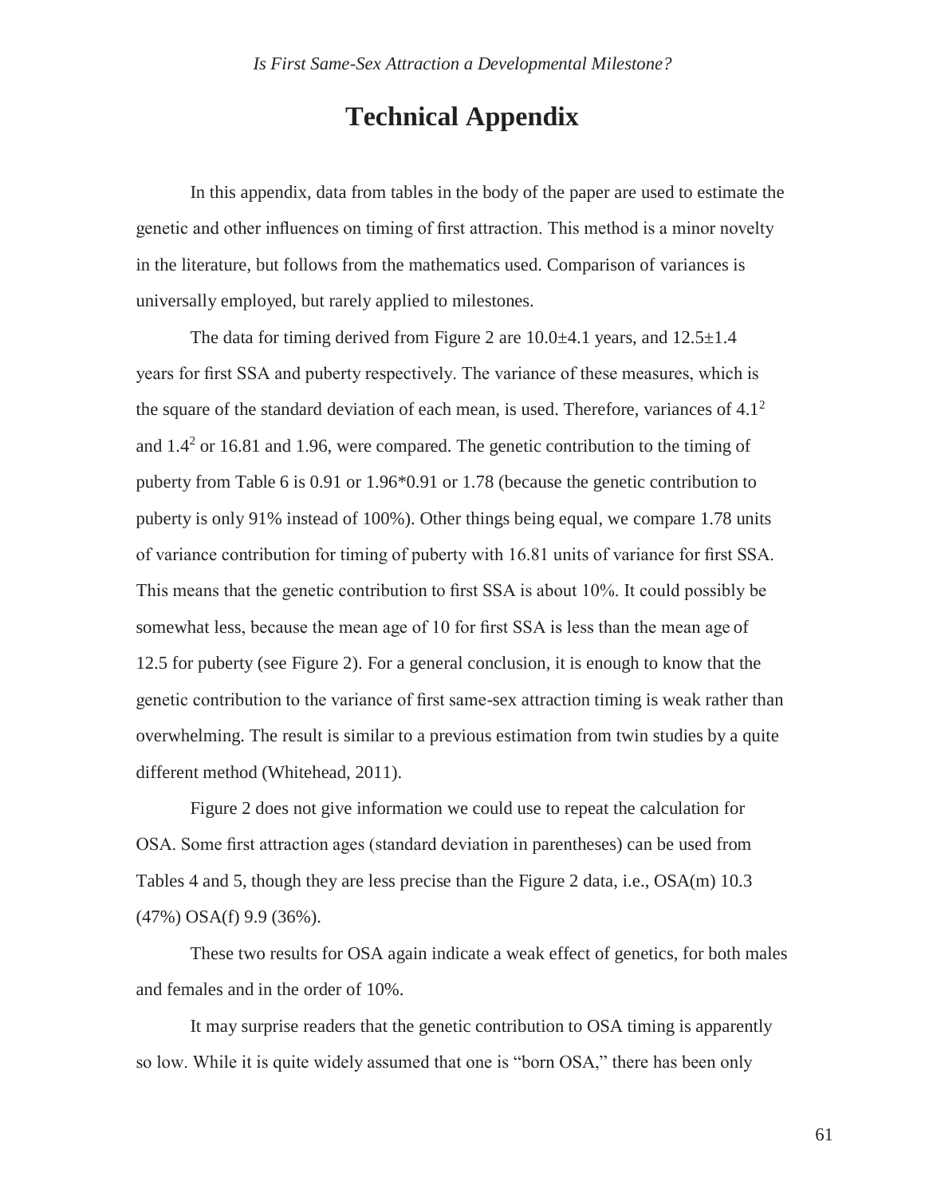# Technical Appendix

In this appendix, data from tables in the body of the paper are used to estimate the genetic and other influences on timing of first attraction. This method is a minor novelty in the literature, but follows from the mathematics used. Comparison of variances is universally employed, but rarely applied to milestones.

The data for timing derived from Figure 2 are 10.0±4.1 years, and 12.5±1.4 years for first SSA and puberty respectively. The variance of these measures, which is the square of the standard deviation of each mean, is used. Therefore, variances of $4.1^2$ and $1.4^2$ or 16.81 and 1.96, were compared. The genetic contribution to the timing of puberty from Table 6 is 0.91 or 1.96*0.91 or 1.78 (because the genetic contribution to puberty is only 91% instead of 100%). Other things being equal, we compare 1.78 units of variance contribution for timing of puberty with 16.81 units of variance for first SSA. This means that the genetic contribution to first SSA is about 10%. It could possibly be somewhat less, because the mean age of 10 for first SSA is less than the mean age of 12.5 for puberty (see Figure 2). For a general conclusion, it is enough to know that the genetic contribution to the variance of first same-sex attraction timing is weak rather than overwhelming. The result is similar to a previous estimation from twin studies by a quite different method (Whitehead, 2011).

Figure 2 does not give information we could use to repeat the calculation for OSA. Some first attraction ages (standard deviation in parentheses) can be used from Tables 4 and 5, though they are less precise than the Figure 2 data, i.e., OSA(m) 10.3 (47%) OSA(f) 9.9 (36%).

These two results for OSA again indicate a weak effect of genetics, for both males and females and in the order of 10%.

It may surprise readers that the genetic contribution to OSA timing is apparently so low. While it is quite widely assumed that one is "born OSA," there has been only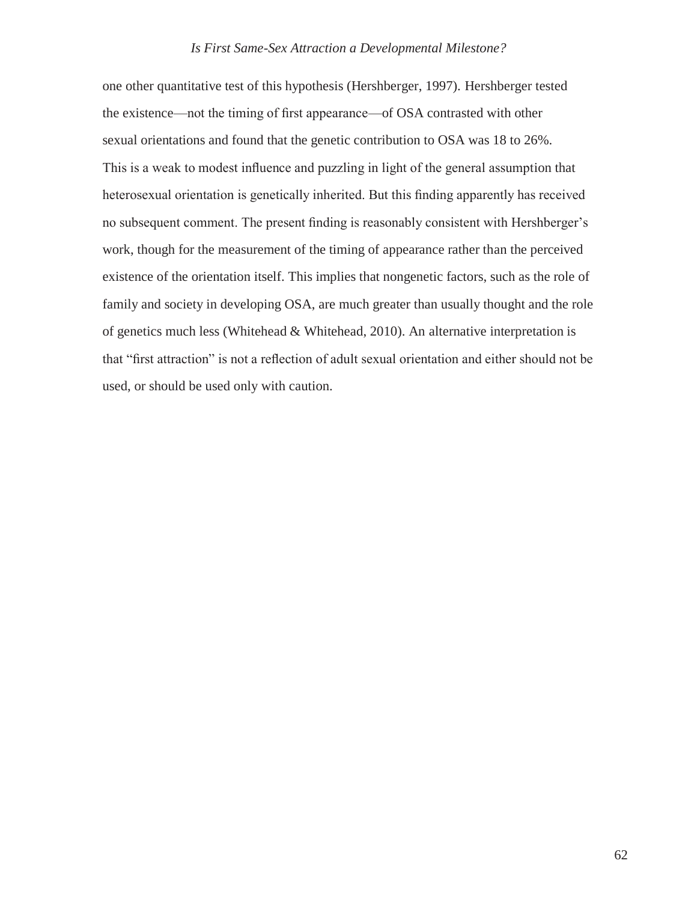one other quantitative test of this hypothesis (Hershberger, 1997). Hershberger tested the existence—not the timing of first appearance—of OSA contrasted with other sexual orientations and found that the genetic contribution to OSA was 18 to 26%. This is a weak to modest influence and puzzling in light of the general assumption that heterosexual orientation is genetically inherited. But this finding apparently has received no subsequent comment. The present finding is reasonably consistent with Hershberger's work, though for the measurement of the timing of appearance rather than the perceived existence of the orientation itself. This implies that nongenetic factors, such as the role of family and society in developing OSA, are much greater than usually thought and the role of genetics much less (Whitehead & Whitehead, 2010). An alternative interpretation is that "first attraction" is not a reflection of adult sexual orientation and either should not be used, or should be used only with caution.